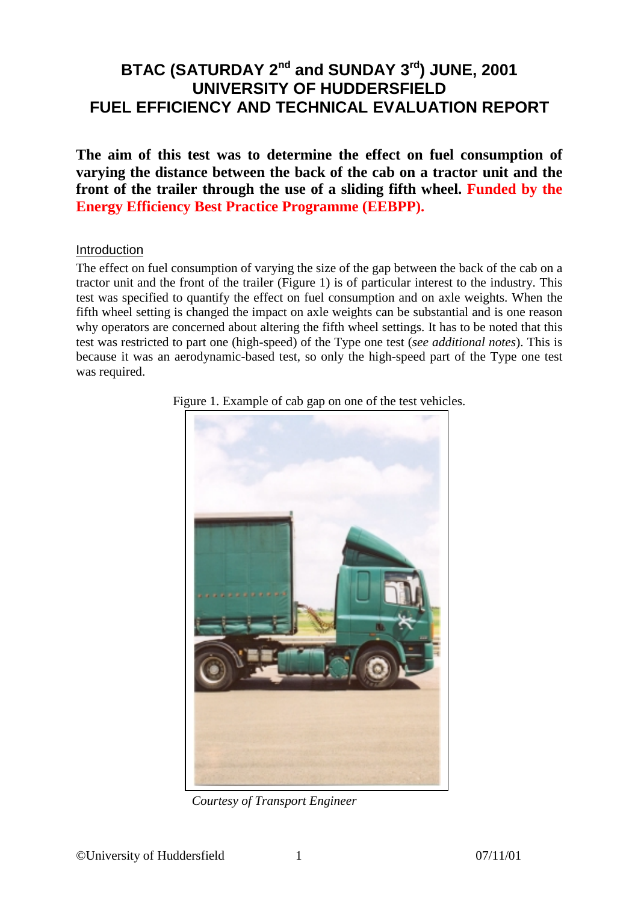# BTAC (SATURDAY 2nd and SUNDAY 3rd) JUNE, 2001
# UNIVERSITY OF HUDDERSFIELD
# FUEL EFFICIENCY AND TECHNICAL EVALUATION REPORT

**The aim of this test was to determine the effect on fuel consumption of varying the distance between the back of the cab on a tractor unit and the front of the trailer through the use of a sliding fifth wheel. Funded by the Energy Efficiency Best Practice Programme (EEBPP).**

## Introduction

The effect on fuel consumption of varying the size of the gap between the back of the cab on a tractor unit and the front of the trailer (Figure 1) is of particular interest to the industry. This test was specified to quantify the effect on fuel consumption and on axle weights. When the fifth wheel setting is changed the impact on axle weights can be substantial and is one reason why operators are concerned about altering the fifth wheel settings. It has to be noted that this test was restricted to part one (high-speed) of the Type one test (*see additional notes*). This is because it was an aerodynamic-based test, so only the high-speed part of the Type one test was required.

Figure 1. Example of cab gap on one of the test vehicles.

*Courtesy of Transport Engineer*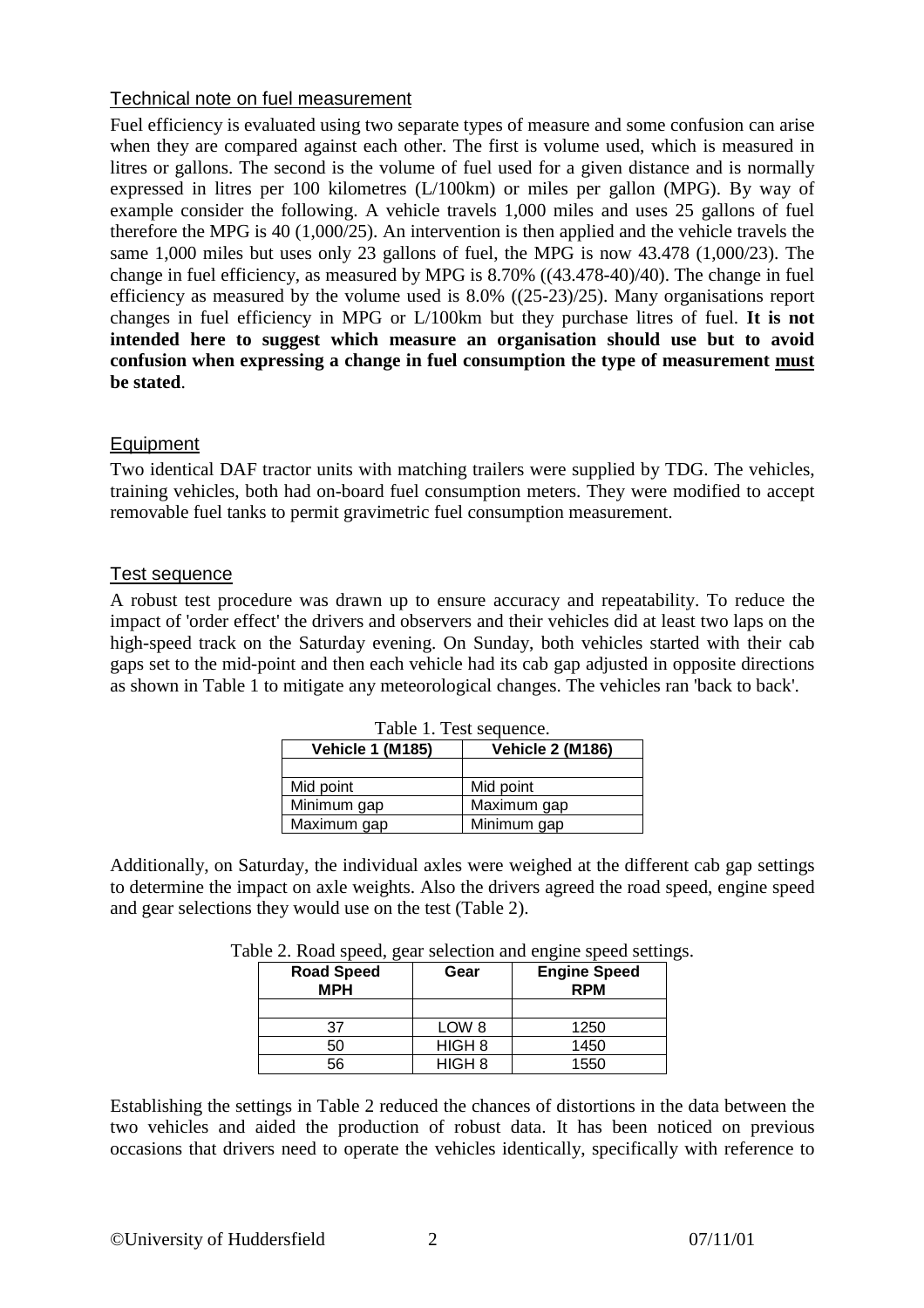## Technical note on fuel measurement

Fuel efficiency is evaluated using two separate types of measure and some confusion can arise when they are compared against each other. The first is volume used, which is measured in litres or gallons. The second is the volume of fuel used for a given distance and is normally expressed in litres per 100 kilometres (L/100km) or miles per gallon (MPG). By way of example consider the following. A vehicle travels 1,000 miles and uses 25 gallons of fuel therefore the MPG is 40 (1,000/25). An intervention is then applied and the vehicle travels the same 1,000 miles but uses only 23 gallons of fuel, the MPG is now 43.478 (1,000/23). The change in fuel efficiency, as measured by MPG is 8.70% ((43.478-40)/40). The change in fuel efficiency as measured by the volume used is 8.0% ((25-23)/25). Many organisations report changes in fuel efficiency in MPG or L/100km but they purchase litres of fuel. **It is not intended here to suggest which measure an organisation should use but to avoid confusion when expressing a change in fuel consumption the type of measurement <u>must</u> be stated**.

## Equipment

Two identical DAF tractor units with matching trailers were supplied by TDG. The vehicles, training vehicles, both had on-board fuel consumption meters. They were modified to accept removable fuel tanks to permit gravimetric fuel consumption measurement.

## Test sequence

A robust test procedure was drawn up to ensure accuracy and repeatability. To reduce the impact of 'order effect' the drivers and observers and their vehicles did at least two laps on the high-speed track on the Saturday evening. On Sunday, both vehicles started with their cab gaps set to the mid-point and then each vehicle had its cab gap adjusted in opposite directions as shown in Table 1 to mitigate any meteorological changes. The vehicles ran 'back to back'.

Table 1. Test sequence.

| Vehicle 1 (M185) | Vehicle 2 (M186) |
|---|---|
| Mid point | Mid point |
| Minimum gap | Maximum gap |
| Maximum gap | Minimum gap |

Additionally, on Saturday, the individual axles were weighed at the different cab gap settings to determine the impact on axle weights. Also the drivers agreed the road speed, engine speed and gear selections they would use on the test (Table 2).

Table 2. Road speed, gear selection and engine speed settings.

| Road Speed MPH | Gear | Engine Speed RPM |
|---|---|---|
| 37 | LOW 8 | 1250 |
| 50 | HIGH 8 | 1450 |
| 56 | HIGH 8 | 1550 |

Establishing the settings in Table 2 reduced the chances of distortions in the data between the two vehicles and aided the production of robust data. It has been noticed on previous occasions that drivers need to operate the vehicles identically, specifically with reference to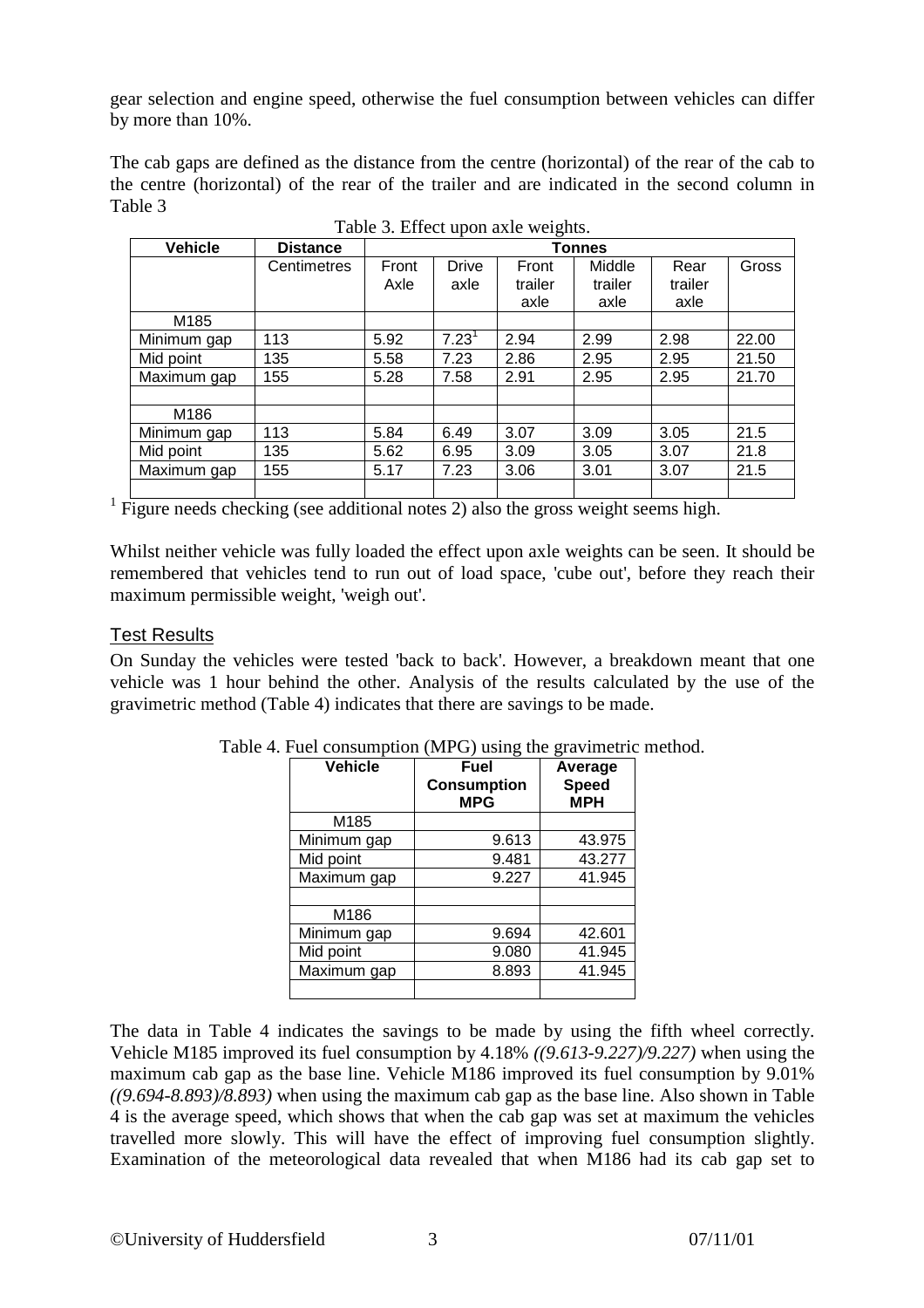gear selection and engine speed, otherwise the fuel consumption between vehicles can differ by more than 10%.

The cab gaps are defined as the distance from the centre (horizontal) of the rear of the cab to the centre (horizontal) of the rear of the trailer and are indicated in the second column in Table 3

Table 3. Effect upon axle weights.

| Vehicle | Distance | Tonnes | | | | | |
|---|---|---|---|---|---|---|---|
| | Centimetres | Front Axle | Drive axle | Front trailer axle | Middle trailer axle | Rear trailer axle | Gross |
| M185 | | | | | | | |
| Minimum gap | 113 | 5.92 | 7.23[1] | 2.94 | 2.99 | 2.98 | 22.00 |
| Mid point | 135 | 5.58 | 7.23 | 2.86 | 2.95 | 2.95 | 21.50 |
| Maximum gap | 155 | 5.28 | 7.58 | 2.91 | 2.95 | 2.95 | 21.70 |
| | | | | | | | |
| M186 | | | | | | | |
| Minimum gap | 113 | 5.84 | 6.49 | 3.07 | 3.09 | 3.05 | 21.5 |
| Mid point | 135 | 5.62 | 6.95 | 3.09 | 3.05 | 3.07 | 21.8 |
| Maximum gap | 155 | 5.17 | 7.23 | 3.06 | 3.01 | 3.07 | 21.5 |
| | | | | | | | |

[1] Figure needs checking (see additional notes 2) also the gross weight seems high.

Whilst neither vehicle was fully loaded the effect upon axle weights can be seen. It should be remembered that vehicles tend to run out of load space, 'cube out', before they reach their maximum permissible weight, 'weigh out'.

## Test Results

On Sunday the vehicles were tested 'back to back'. However, a breakdown meant that one vehicle was 1 hour behind the other. Analysis of the results calculated by the use of the gravimetric method (Table 4) indicates that there are savings to be made.

Table 4. Fuel consumption (MPG) using the gravimetric method.

| Vehicle | Fuel Consumption MPG | Average Speed MPH |
|---|---|---|
| M185 | | |
| Minimum gap | 9.613 | 43.975 |
| Mid point | 9.481 | 43.277 |
| Maximum gap | 9.227 | 41.945 |
| | | |
| M186 | | |
| Minimum gap | 9.694 | 42.601 |
| Mid point | 9.080 | 41.945 |
| Maximum gap | 8.893 | 41.945 |
| | | |

The data in Table 4 indicates the savings to be made by using the fifth wheel correctly. Vehicle M185 improved its fuel consumption by 4.18% *((9.613-9.227)/9.227)* when using the maximum cab gap as the base line. Vehicle M186 improved its fuel consumption by 9.01% *((9.694-8.893)/8.893)* when using the maximum cab gap as the base line. Also shown in Table 4 is the average speed, which shows that when the cab gap was set at maximum the vehicles travelled more slowly. This will have the effect of improving fuel consumption slightly. Examination of the meteorological data revealed that when M186 had its cab gap set to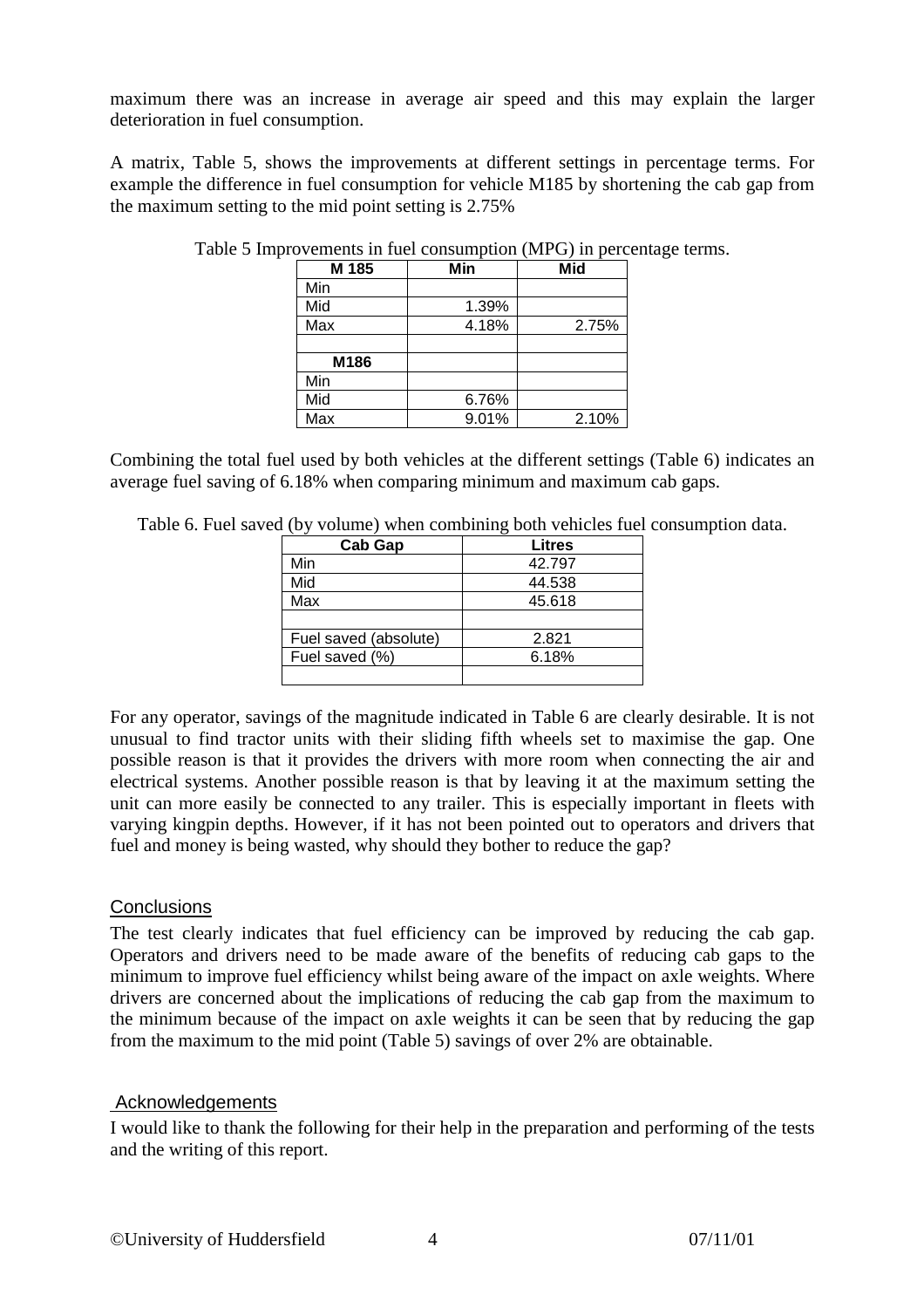maximum there was an increase in average air speed and this may explain the larger deterioration in fuel consumption.

A matrix, Table 5, shows the improvements at different settings in percentage terms. For example the difference in fuel consumption for vehicle M185 by shortening the cab gap from the maximum setting to the mid point setting is 2.75%

Table 5 Improvements in fuel consumption (MPG) in percentage terms.

| M 185 | Min | Mid |
|---|---|---|
| Min | | |
| Mid | 1.39% | |
| Max | 4.18% | 2.75% |
| | | |
| **M186** | | |
| Min | | |
| Mid | 6.76% | |
| Max | 9.01% | 2.10% |

Combining the total fuel used by both vehicles at the different settings (Table 6) indicates an average fuel saving of 6.18% when comparing minimum and maximum cab gaps.

Table 6. Fuel saved (by volume) when combining both vehicles fuel consumption data.

| Cab Gap | Litres |
|---|---|
| Min | 42.797 |
| Mid | 44.538 |
| Max | 45.618 |
| | |
| Fuel saved (absolute) | 2.821 |
| Fuel saved (%) | 6.18% |
| | |

For any operator, savings of the magnitude indicated in Table 6 are clearly desirable. It is not unusual to find tractor units with their sliding fifth wheels set to maximise the gap. One possible reason is that it provides the drivers with more room when connecting the air and electrical systems. Another possible reason is that by leaving it at the maximum setting the unit can more easily be connected to any trailer. This is especially important in fleets with varying kingpin depths. However, if it has not been pointed out to operators and drivers that fuel and money is being wasted, why should they bother to reduce the gap?

## Conclusions

The test clearly indicates that fuel efficiency can be improved by reducing the cab gap. Operators and drivers need to be made aware of the benefits of reducing cab gaps to the minimum to improve fuel efficiency whilst being aware of the impact on axle weights. Where drivers are concerned about the implications of reducing the cab gap from the maximum to the minimum because of the impact on axle weights it can be seen that by reducing the gap from the maximum to the mid point (Table 5) savings of over 2% are obtainable.

## Acknowledgements

I would like to thank the following for their help in the preparation and performing of the tests and the writing of this report.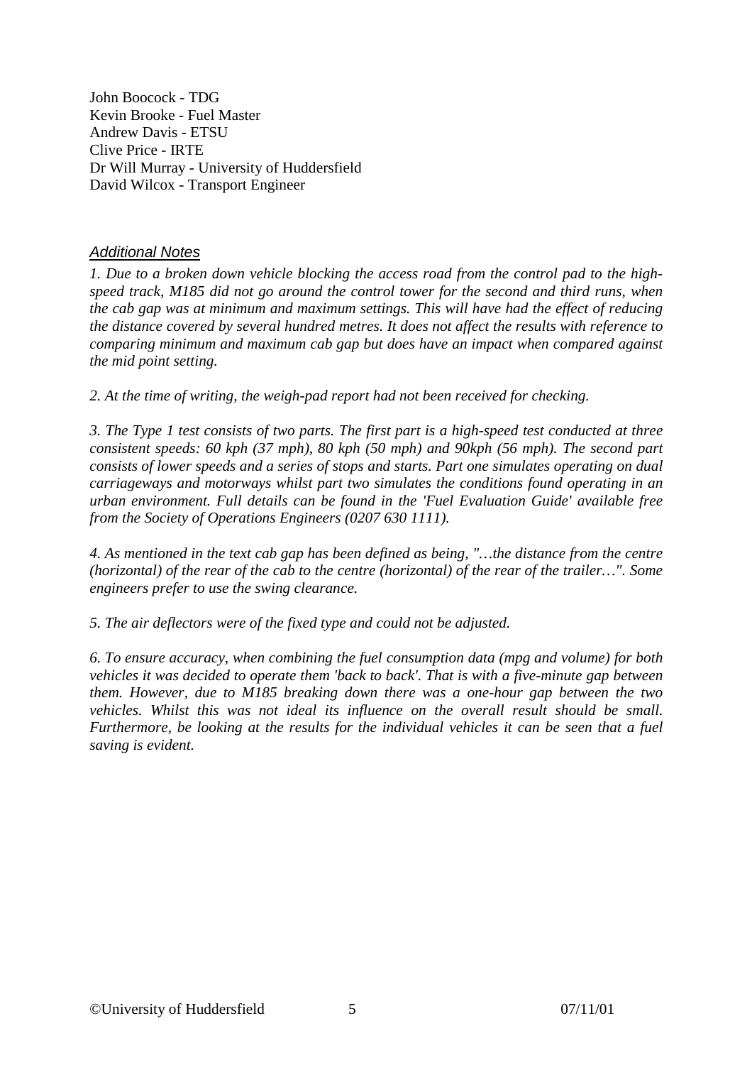John Boocock - TDG
Kevin Brooke - Fuel Master
Andrew Davis - ETSU
Clive Price - IRTE
Dr Will Murray - University of Huddersfield
David Wilcox - Transport Engineer

### *Additional Notes*

*1. Due to a broken down vehicle blocking the access road from the control pad to the high-speed track, M185 did not go around the control tower for the second and third runs, when the cab gap was at minimum and maximum settings. This will have had the effect of reducing the distance covered by several hundred metres. It does not affect the results with reference to comparing minimum and maximum cab gap but does have an impact when compared against the mid point setting.*

*2. At the time of writing, the weigh-pad report had not been received for checking.*

*3. The Type 1 test consists of two parts. The first part is a high-speed test conducted at three consistent speeds: 60 kph (37 mph), 80 kph (50 mph) and 90kph (56 mph). The second part consists of lower speeds and a series of stops and starts. Part one simulates operating on dual carriageways and motorways whilst part two simulates the conditions found operating in an urban environment. Full details can be found in the 'Fuel Evaluation Guide' available free from the Society of Operations Engineers (0207 630 1111).*

*4. As mentioned in the text cab gap has been defined as being, "…the distance from the centre (horizontal) of the rear of the cab to the centre (horizontal) of the rear of the trailer…". Some engineers prefer to use the swing clearance.*

*5. The air deflectors were of the fixed type and could not be adjusted.*

*6. To ensure accuracy, when combining the fuel consumption data (mpg and volume) for both vehicles it was decided to operate them 'back to back'. That is with a five-minute gap between them. However, due to M185 breaking down there was a one-hour gap between the two vehicles. Whilst this was not ideal its influence on the overall result should be small. Furthermore, be looking at the results for the individual vehicles it can be seen that a fuel saving is evident.*